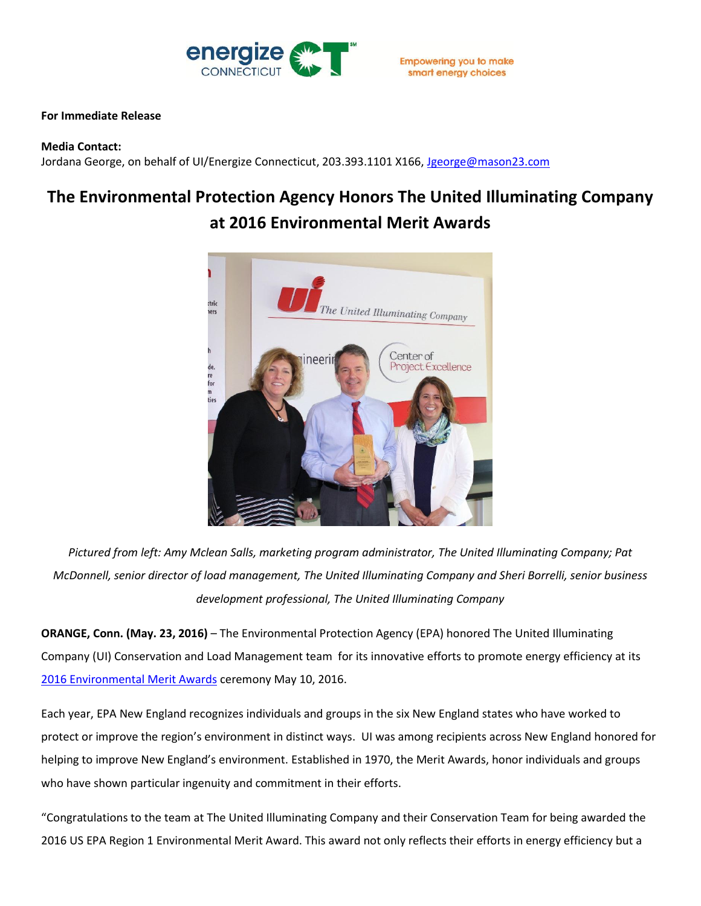**For Immediate Release**

**Media Contact:**
Jordana George, on behalf of UI/Energize Connecticut, 203.393.1101 X166, [Jgeorge@mason23.com](mailto:Jgeorge@mason23.com)

# The Environmental Protection Agency Honors The United Illuminating Company at 2016 Environmental Merit Awards

*Pictured from left: Amy Mclean Salls, marketing program administrator, The United Illuminating Company; Pat McDonnell, senior director of load management, The United Illuminating Company and Sheri Borrelli, senior business development professional, The United Illuminating Company*

**ORANGE, Conn. (May. 23, 2016)** – The Environmental Protection Agency (EPA) honored The United Illuminating Company (UI) Conservation and Load Management team for its innovative efforts to promote energy efficiency at its 2016 Environmental Merit Awards ceremony May 10, 2016.

Each year, EPA New England recognizes individuals and groups in the six New England states who have worked to protect or improve the region's environment in distinct ways. UI was among recipients across New England honored for helping to improve New England's environment. Established in 1970, the Merit Awards, honor individuals and groups who have shown particular ingenuity and commitment in their efforts.

"Congratulations to the team at The United Illuminating Company and their Conservation Team for being awarded the 2016 US EPA Region 1 Environmental Merit Award. This award not only reflects their efforts in energy efficiency but a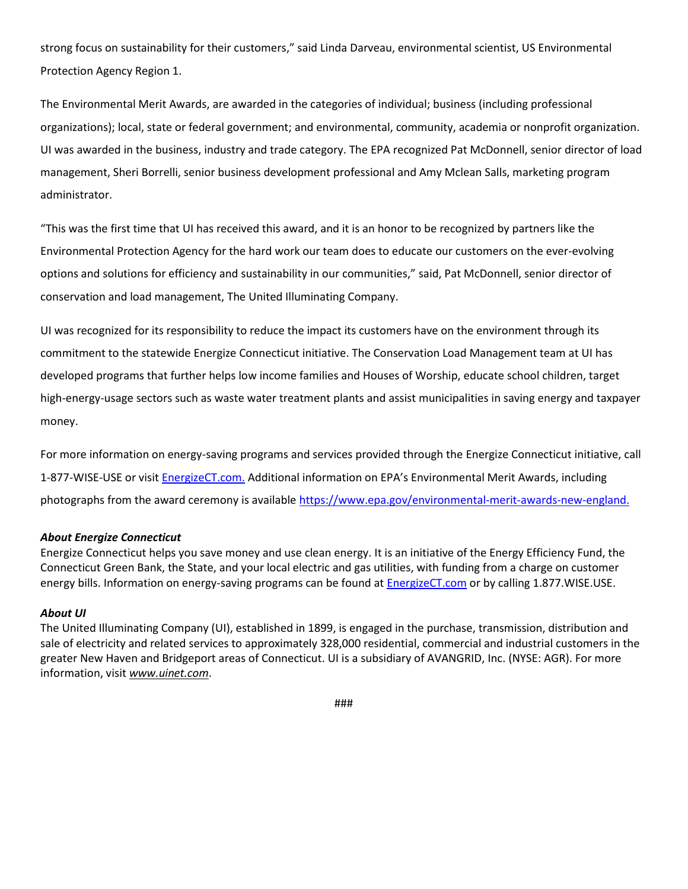strong focus on sustainability for their customers," said Linda Darveau, environmental scientist, US Environmental Protection Agency Region 1.

The Environmental Merit Awards, are awarded in the categories of individual; business (including professional organizations); local, state or federal government; and environmental, community, academia or nonprofit organization. UI was awarded in the business, industry and trade category. The EPA recognized Pat McDonnell, senior director of load management, Sheri Borrelli, senior business development professional and Amy Mclean Salls, marketing program administrator.

"This was the first time that UI has received this award, and it is an honor to be recognized by partners like the Environmental Protection Agency for the hard work our team does to educate our customers on the ever-evolving options and solutions for efficiency and sustainability in our communities," said, Pat McDonnell, senior director of conservation and load management, The United Illuminating Company.

UI was recognized for its responsibility to reduce the impact its customers have on the environment through its commitment to the statewide Energize Connecticut initiative. The Conservation Load Management team at UI has developed programs that further helps low income families and Houses of Worship, educate school children, target high-energy-usage sectors such as waste water treatment plants and assist municipalities in saving energy and taxpayer money.

For more information on energy-saving programs and services provided through the Energize Connecticut initiative, call 1-877-WISE-USE or visit [EnergizeCT.com.](EnergizeCT.com) Additional information on EPA's Environmental Merit Awards, including photographs from the award ceremony is available [https://www.epa.gov/environmental-merit-awards-new-england.](https://www.epa.gov/environmental-merit-awards-new-england)

***About Energize Connecticut***

Energize Connecticut helps you save money and use clean energy. It is an initiative of the Energy Efficiency Fund, the Connecticut Green Bank, the State, and your local electric and gas utilities, with funding from a charge on customer energy bills. Information on energy-saving programs can be found at [EnergizeCT.com](EnergizeCT.com) or by calling 1.877.WISE.USE.

***About UI***

The United Illuminating Company (UI), established in 1899, is engaged in the purchase, transmission, distribution and sale of electricity and related services to approximately 328,000 residential, commercial and industrial customers in the greater New Haven and Bridgeport areas of Connecticut. UI is a subsidiary of AVANGRID, Inc. (NYSE: AGR). For more information, visit *www.uinet.com*.

###